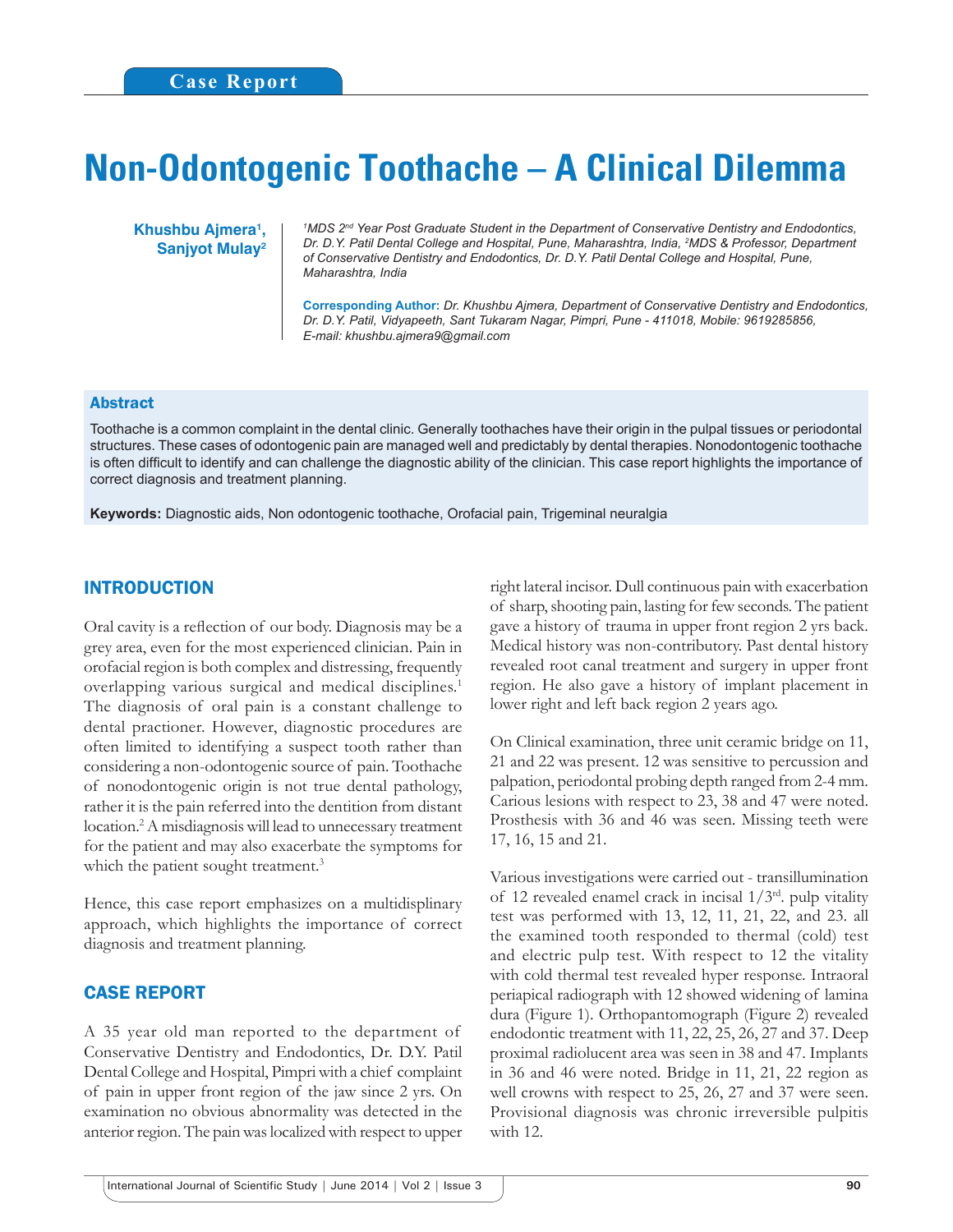Case Report

# Non-Odontogenic Toothache – A Clinical Dilemma

**Khushbu Ajmera[1], Sanjyot Mulay[2]**

*[1]MDS 2nd Year Post Graduate Student in the Department of Conservative Dentistry and Endodontics, Dr. D.Y. Patil Dental College and Hospital, Pune, Maharashtra, India, [2]MDS & Professor, Department of Conservative Dentistry and Endodontics, Dr. D.Y. Patil Dental College and Hospital, Pune, Maharashtra, India*

**Corresponding Author:** *Dr. Khushbu Ajmera, Department of Conservative Dentistry and Endodontics, Dr. D.Y. Patil, Vidyapeeth, Sant Tukaram Nagar, Pimpri, Pune - 411018, Mobile: 9619285856, E-mail: khushbu.ajmera9@gmail.com*

## Abstract

Toothache is a common complaint in the dental clinic. Generally toothaches have their origin in the pulpal tissues or periodontal structures. These cases of odontogenic pain are managed well and predictably by dental therapies. Nonodontogenic toothache is often difficult to identify and can challenge the diagnostic ability of the clinician. This case report highlights the importance of correct diagnosis and treatment planning.

**Keywords:** Diagnostic aids, Non odontogenic toothache, Orofacial pain, Trigeminal neuralgia

## INTRODUCTION

Oral cavity is a reflection of our body. Diagnosis may be a grey area, even for the most experienced clinician. Pain in orofacial region is both complex and distressing, frequently overlapping various surgical and medical disciplines.[1] The diagnosis of oral pain is a constant challenge to dental practioner. However, diagnostic procedures are often limited to identifying a suspect tooth rather than considering a non-odontogenic source of pain. Toothache of nonodontogenic origin is not true dental pathology, rather it is the pain referred into the dentition from distant location.[2] A misdiagnosis will lead to unnecessary treatment for the patient and may also exacerbate the symptoms for which the patient sought treatment.[3]

Hence, this case report emphasizes on a multidisplinary approach, which highlights the importance of correct diagnosis and treatment planning.

## CASE REPORT

A 35 year old man reported to the department of Conservative Dentistry and Endodontics, Dr. D.Y. Patil Dental College and Hospital, Pimpri with a chief complaint of pain in upper front region of the jaw since 2 yrs. On examination no obvious abnormality was detected in the anterior region. The pain was localized with respect to upper right lateral incisor. Dull continuous pain with exacerbation of sharp, shooting pain, lasting for few seconds. The patient gave a history of trauma in upper front region 2 yrs back. Medical history was non-contributory. Past dental history revealed root canal treatment and surgery in upper front region. He also gave a history of implant placement in lower right and left back region 2 years ago.

On Clinical examination, three unit ceramic bridge on 11, 21 and 22 was present. 12 was sensitive to percussion and palpation, periodontal probing depth ranged from 2-4 mm. Carious lesions with respect to 23, 38 and 47 were noted. Prosthesis with 36 and 46 was seen. Missing teeth were 17, 16, 15 and 21.

Various investigations were carried out - transillumination of 12 revealed enamel crack in incisal 1/3rd. pulp vitality test was performed with 13, 12, 11, 21, 22, and 23. all the examined tooth responded to thermal (cold) test and electric pulp test. With respect to 12 the vitality with cold thermal test revealed hyper response. Intraoral periapical radiograph with 12 showed widening of lamina dura (Figure 1). Orthopantomograph (Figure 2) revealed endodontic treatment with 11, 22, 25, 26, 27 and 37. Deep proximal radiolucent area was seen in 38 and 47. Implants in 36 and 46 were noted. Bridge in 11, 21, 22 region as well crowns with respect to 25, 26, 27 and 37 were seen. Provisional diagnosis was chronic irreversible pulpitis with 12.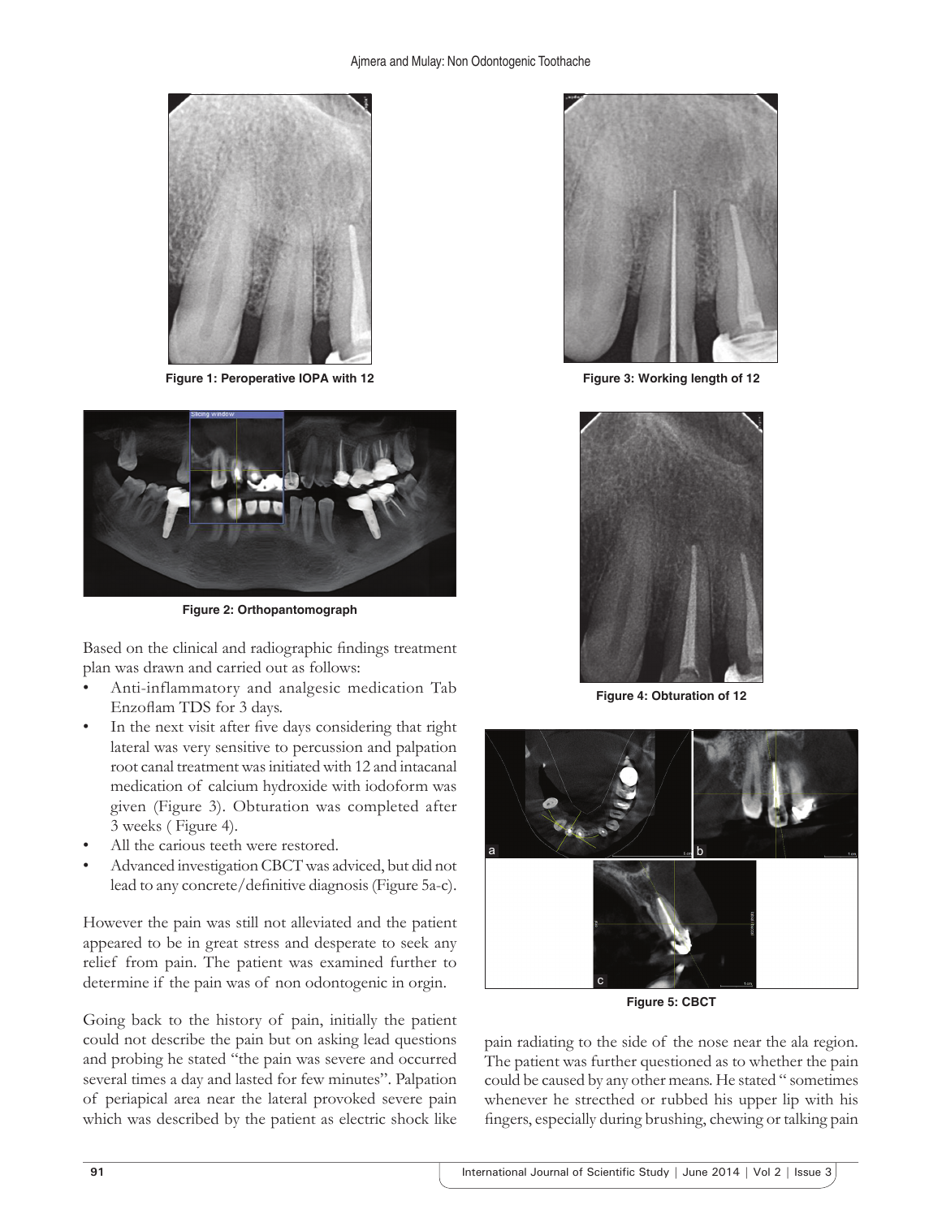Figure 1: Peroperative IOPA with 12

Figure 2: Orthopantomograph

Based on the clinical and radiographic findings treatment plan was drawn and carried out as follows:

- Anti-inflammatory and analgesic medication Tab Enzoflam TDS for 3 days.
- In the next visit after five days considering that right lateral was very sensitive to percussion and palpation root canal treatment was initiated with 12 and intacanal medication of calcium hydroxide with iodoform was given (Figure 3). Obturation was completed after 3 weeks ( Figure 4).
- All the carious teeth were restored.
- Advanced investigation CBCT was adviced, but did not lead to any concrete/definitive diagnosis (Figure 5a-c).

However the pain was still not alleviated and the patient appeared to be in great stress and desperate to seek any relief from pain. The patient was examined further to determine if the pain was of non odontogenic in orgin.

Going back to the history of pain, initially the patient could not describe the pain but on asking lead questions and probing he stated "the pain was severe and occurred several times a day and lasted for few minutes". Palpation of periapical area near the lateral provoked severe pain which was described by the patient as electric shock like pain radiating to the side of the nose near the ala region. The patient was further questioned as to whether the pain could be caused by any other means. He stated " sometimes whenever he strecthed or rubbed his upper lip with his fingers, especially during brushing, chewing or talking pain

Figure 3: Working length of 12

Figure 4: Obturation of 12

Figure 5: CBCT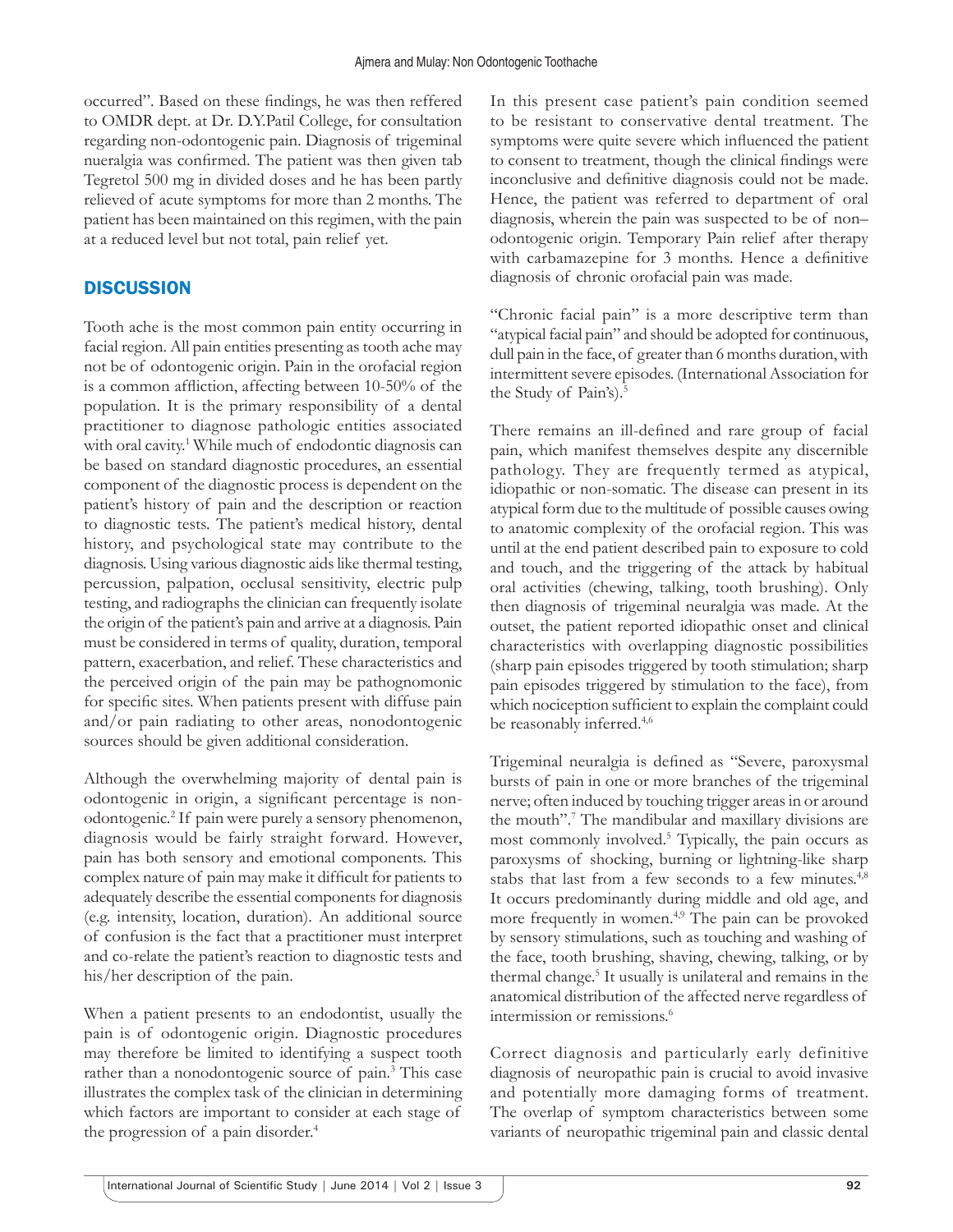occurred". Based on these findings, he was then reffered to OMDR dept. at Dr. D.Y.Patil College, for consultation regarding non-odontogenic pain. Diagnosis of trigeminal nueralgia was confirmed. The patient was then given tab Tegretol 500 mg in divided doses and he has been partly relieved of acute symptoms for more than 2 months. The patient has been maintained on this regimen, with the pain at a reduced level but not total, pain relief yet.

## DISCUSSION

Tooth ache is the most common pain entity occurring in facial region. All pain entities presenting as tooth ache may not be of odontogenic origin. Pain in the orofacial region is a common affliction, affecting between 10-50% of the population. It is the primary responsibility of a dental practitioner to diagnose pathologic entities associated with oral cavity.[1] While much of endodontic diagnosis can be based on standard diagnostic procedures, an essential component of the diagnostic process is dependent on the patient's history of pain and the description or reaction to diagnostic tests. The patient's medical history, dental history, and psychological state may contribute to the diagnosis. Using various diagnostic aids like thermal testing, percussion, palpation, occlusal sensitivity, electric pulp testing, and radiographs the clinician can frequently isolate the origin of the patient's pain and arrive at a diagnosis. Pain must be considered in terms of quality, duration, temporal pattern, exacerbation, and relief. These characteristics and the perceived origin of the pain may be pathognomonic for specific sites. When patients present with diffuse pain and/or pain radiating to other areas, nonodontogenic sources should be given additional consideration.

Although the overwhelming majority of dental pain is odontogenic in origin, a significant percentage is non-odontogenic.[2] If pain were purely a sensory phenomenon, diagnosis would be fairly straight forward. However, pain has both sensory and emotional components. This complex nature of pain may make it difficult for patients to adequately describe the essential components for diagnosis (e.g. intensity, location, duration). An additional source of confusion is the fact that a practitioner must interpret and co-relate the patient's reaction to diagnostic tests and his/her description of the pain.

When a patient presents to an endodontist, usually the pain is of odontogenic origin. Diagnostic procedures may therefore be limited to identifying a suspect tooth rather than a nonodontogenic source of pain.[3] This case illustrates the complex task of the clinician in determining which factors are important to consider at each stage of the progression of a pain disorder.[4]

In this present case patient's pain condition seemed to be resistant to conservative dental treatment. The symptoms were quite severe which influenced the patient to consent to treatment, though the clinical findings were inconclusive and definitive diagnosis could not be made. Hence, the patient was referred to department of oral diagnosis, wherein the pain was suspected to be of non–odontogenic origin. Temporary Pain relief after therapy with carbamazepine for 3 months. Hence a definitive diagnosis of chronic orofacial pain was made.

"Chronic facial pain" is a more descriptive term than "atypical facial pain" and should be adopted for continuous, dull pain in the face, of greater than 6 months duration, with intermittent severe episodes. (International Association for the Study of Pain's).[5]

There remains an ill-defined and rare group of facial pain, which manifest themselves despite any discernible pathology. They are frequently termed as atypical, idiopathic or non-somatic. The disease can present in its atypical form due to the multitude of possible causes owing to anatomic complexity of the orofacial region. This was until at the end patient described pain to exposure to cold and touch, and the triggering of the attack by habitual oral activities (chewing, talking, tooth brushing). Only then diagnosis of trigeminal neuralgia was made. At the outset, the patient reported idiopathic onset and clinical characteristics with overlapping diagnostic possibilities (sharp pain episodes triggered by tooth stimulation; sharp pain episodes triggered by stimulation to the face), from which nociception sufficient to explain the complaint could be reasonably inferred.[4,6]

Trigeminal neuralgia is defined as "Severe, paroxysmal bursts of pain in one or more branches of the trigeminal nerve; often induced by touching trigger areas in or around the mouth".[7] The mandibular and maxillary divisions are most commonly involved.[5] Typically, the pain occurs as paroxysms of shocking, burning or lightning-like sharp stabs that last from a few seconds to a few minutes.[4,8] It occurs predominantly during middle and old age, and more frequently in women.[4,9] The pain can be provoked by sensory stimulations, such as touching and washing of the face, tooth brushing, shaving, chewing, talking, or by thermal change.[5] It usually is unilateral and remains in the anatomical distribution of the affected nerve regardless of intermission or remissions.[6]

Correct diagnosis and particularly early definitive diagnosis of neuropathic pain is crucial to avoid invasive and potentially more damaging forms of treatment. The overlap of symptom characteristics between some variants of neuropathic trigeminal pain and classic dental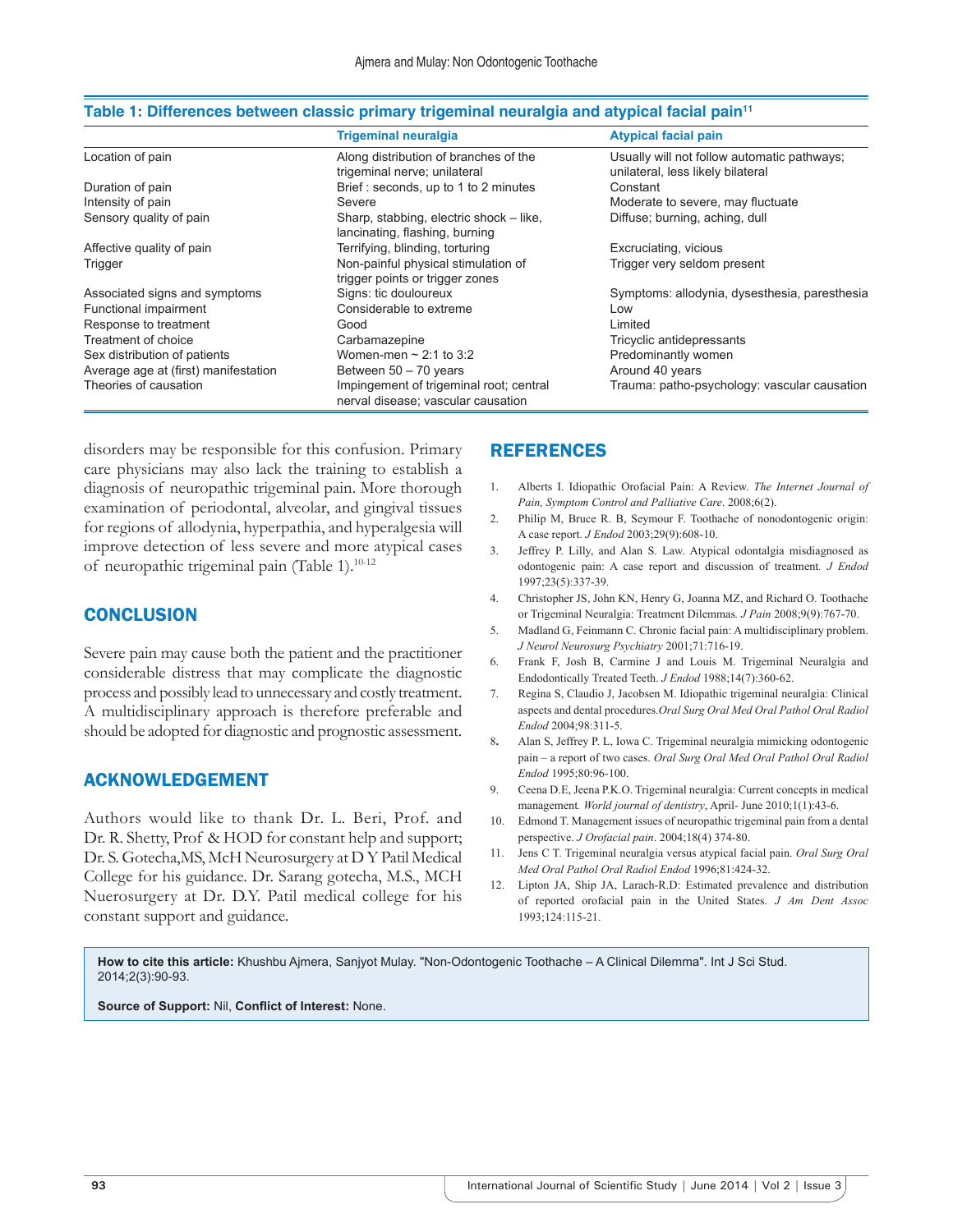**Table 1: Differences between classic primary trigeminal neuralgia and atypical facial pain**[11]

| | Trigeminal neuralgia | Atypical facial pain |
|---|---|---|
| Location of pain | Along distribution of branches of the trigeminal nerve; unilateral | Usually will not follow automatic pathways; unilateral, less likely bilateral |
| Duration of pain | Brief : seconds, up to 1 to 2 minutes | Constant |
| Intensity of pain | Severe | Moderate to severe, may fluctuate |
| Sensory quality of pain | Sharp, stabbing, electric shock – like, lancinating, flashing, burning | Diffuse; burning, aching, dull |
| Affective quality of pain | Terrifying, blinding, torturing | Excruciating, vicious |
| Trigger | Non-painful physical stimulation of trigger points or trigger zones | Trigger very seldom present |
| Associated signs and symptoms | Signs: tic douloureux | Symptoms: allodynia, dysesthesia, paresthesia |
| Functional impairment | Considerable to extreme | Low |
| Response to treatment | Good | Limited |
| Treatment of choice | Carbamazepine | Tricyclic antidepressants |
| Sex distribution of patients | Women-men ~ 2:1 to 3:2 | Predominantly women |
| Average age at (first) manifestation | Between 50 – 70 years | Around 40 years |
| Theories of causation | Impingement of trigeminal root; central nerval disease; vascular causation | Trauma: patho-psychology: vascular causation |

disorders may be responsible for this confusion. Primary care physicians may also lack the training to establish a diagnosis of neuropathic trigeminal pain. More thorough examination of periodontal, alveolar, and gingival tissues for regions of allodynia, hyperpathia, and hyperalgesia will improve detection of less severe and more atypical cases of neuropathic trigeminal pain (Table 1).[10-12]

## CONCLUSION

Severe pain may cause both the patient and the practitioner considerable distress that may complicate the diagnostic process and possibly lead to unnecessary and costly treatment. A multidisciplinary approach is therefore preferable and should be adopted for diagnostic and prognostic assessment.

## ACKNOWLEDGEMENT

Authors would like to thank Dr. L. Beri, Prof. and Dr. R. Shetty, Prof & HOD for constant help and support; Dr. S. Gotecha,MS, McH Neurosurgery at D Y Patil Medical College for his guidance. Dr. Sarang gotecha, M.S., MCH Nuerosurgery at Dr. D.Y. Patil medical college for his constant support and guidance.

## REFERENCES

1. Alberts I. Idiopathic Orofacial Pain: A Review. *The Internet Journal of Pain, Symptom Control and Palliative Care*. 2008;6(2).
2. Philip M, Bruce R. B, Seymour F. Toothache of nonodontogenic origin: A case report. *J Endod* 2003;29(9):608-10.
3. Jeffrey P. Lilly, and Alan S. Law. Atypical odontalgia misdiagnosed as odontogenic pain: A case report and discussion of treatment. *J Endod* 1997;23(5):337-39.
4. Christopher JS, John KN, Henry G, Joanna MZ, and Richard O. Toothache or Trigeminal Neuralgia: Treatment Dilemmas. *J Pain* 2008;9(9):767-70.
5. Madland G, Feinmann C. Chronic facial pain: A multidisciplinary problem. *J Neurol Neurosurg Psychiatry* 2001;71:716-19.
6. Frank F, Josh B, Carmine J and Louis M. Trigeminal Neuralgia and Endodontically Treated Teeth. *J Endod* 1988;14(7):360-62.
7. Regina S, Claudio J, Jacobsen M. Idiopathic trigeminal neuralgia: Clinical aspects and dental procedures.*Oral Surg Oral Med Oral Pathol Oral Radiol Endod* 2004;98:311-5.
8. Alan S, Jeffrey P. L, Iowa C. Trigeminal neuralgia mimicking odontogenic pain – a report of two cases. *Oral Surg Oral Med Oral Pathol Oral Radiol Endod* 1995;80:96-100.
9. Ceena D.E, Jeena P.K.O. Trigeminal neuralgia: Current concepts in medical management. *World journal of dentistry*, April- June 2010;1(1):43-6.
10. Edmond T. Management issues of neuropathic trigeminal pain from a dental perspective. *J Orofacial pain*. 2004;18(4) 374-80.
11. Jens C T. Trigeminal neuralgia versus atypical facial pain. *Oral Surg Oral Med Oral Pathol Oral Radiol Endod* 1996;81:424-32.
12. Lipton JA, Ship JA, Larach-R.D: Estimated prevalence and distribution of reported orofacial pain in the United States. *J Am Dent Assoc* 1993;124:115-21.

**How to cite this article:** Khushbu Ajmera, Sanjyot Mulay. "Non-Odontogenic Toothache – A Clinical Dilemma". Int J Sci Stud. 2014;2(3):90-93.

**Source of Support:** Nil, **Conflict of Interest:** None.